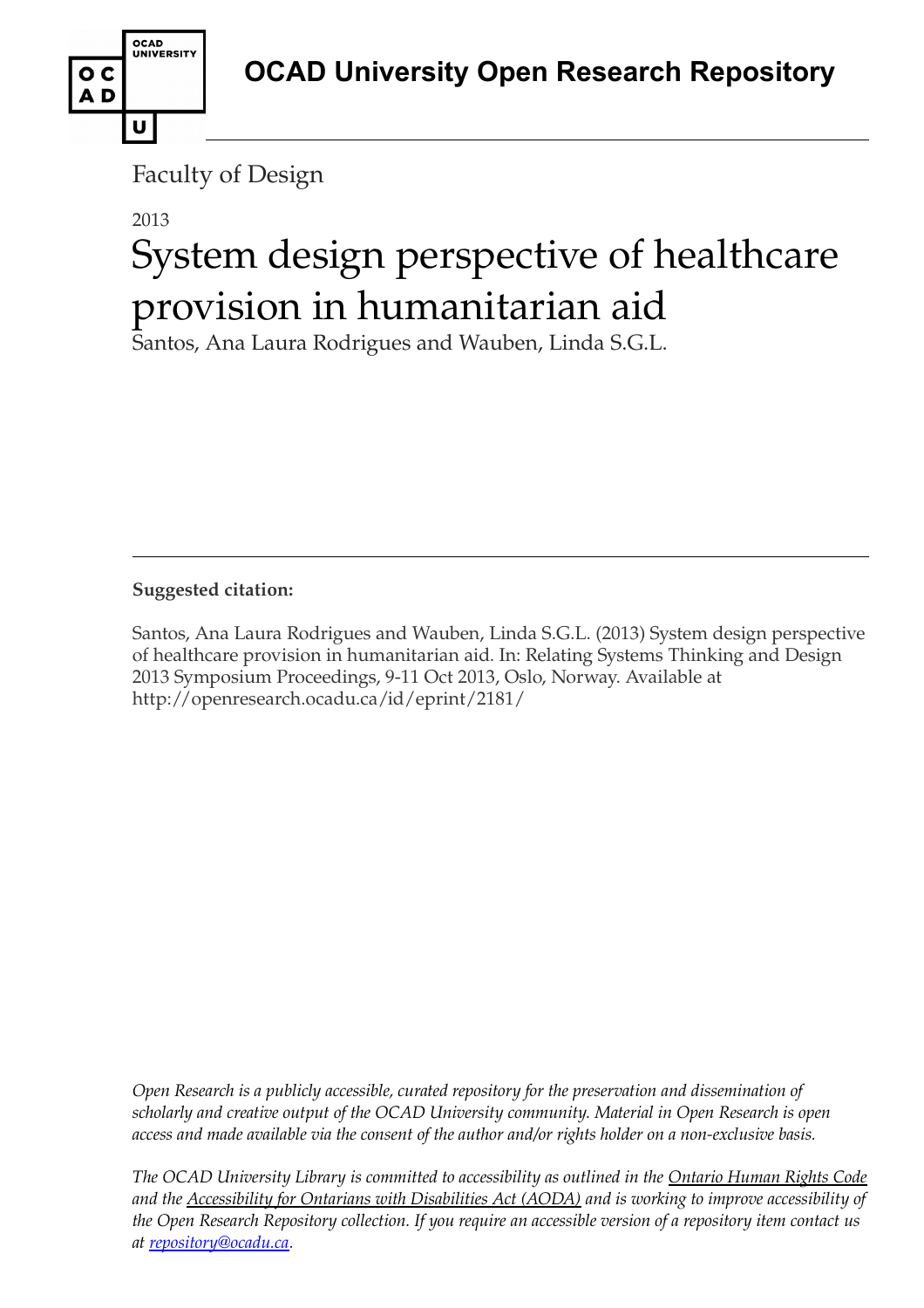**OCAD University Open Research Repository**

Faculty of Design

2013

# System design perspective of healthcare provision in humanitarian aid

Santos, Ana Laura Rodrigues and Wauben, Linda S.G.L.

---

**Suggested citation:**

Santos, Ana Laura Rodrigues and Wauben, Linda S.G.L. (2013) System design perspective of healthcare provision in humanitarian aid. In: Relating Systems Thinking and Design 2013 Symposium Proceedings, 9-11 Oct 2013, Oslo, Norway. Available at http://openresearch.ocadu.ca/id/eprint/2181/

*Open Research is a publicly accessible, curated repository for the preservation and dissemination of scholarly and creative output of the OCAD University community. Material in Open Research is open access and made available via the consent of the author and/or rights holder on a non-exclusive basis.*

*The OCAD University Library is committed to accessibility as outlined in the Ontario Human Rights Code and the Accessibility for Ontarians with Disabilities Act (AODA) and is working to improve accessibility of the Open Research Repository collection. If you require an accessible version of a repository item contact us at repository@ocadu.ca.*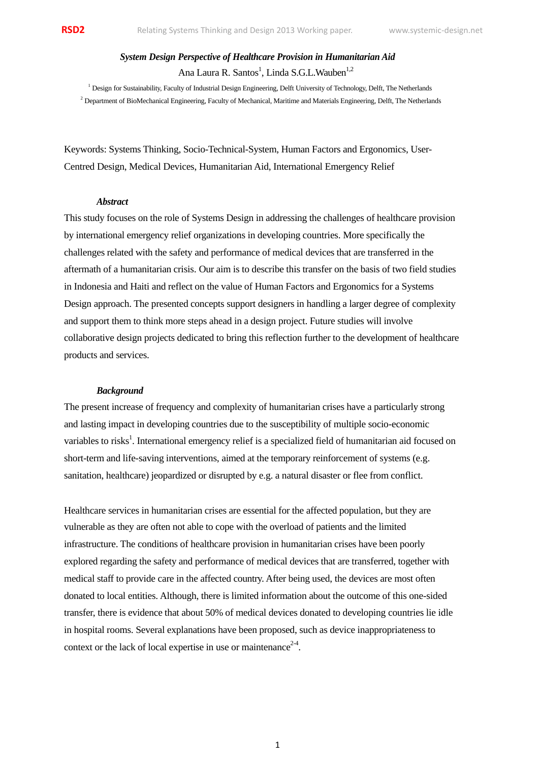**System Design Perspective of Healthcare Provision in Humanitarian Aid**

Ana Laura R. Santos[1], Linda S.G.L.Wauben[1,2]

[1] Design for Sustainability, Faculty of Industrial Design Engineering, Delft University of Technology, Delft, The Netherlands

[2] Department of BioMechanical Engineering, Faculty of Mechanical, Maritime and Materials Engineering, Delft, The Netherlands

Keywords: Systems Thinking, Socio-Technical-System, Human Factors and Ergonomics, User-Centred Design, Medical Devices, Humanitarian Aid, International Emergency Relief

### *Abstract*

This study focuses on the role of Systems Design in addressing the challenges of healthcare provision by international emergency relief organizations in developing countries. More specifically the challenges related with the safety and performance of medical devices that are transferred in the aftermath of a humanitarian crisis. Our aim is to describe this transfer on the basis of two field studies in Indonesia and Haiti and reflect on the value of Human Factors and Ergonomics for a Systems Design approach. The presented concepts support designers in handling a larger degree of complexity and support them to think more steps ahead in a design project. Future studies will involve collaborative design projects dedicated to bring this reflection further to the development of healthcare products and services.

### *Background*

The present increase of frequency and complexity of humanitarian crises have a particularly strong and lasting impact in developing countries due to the susceptibility of multiple socio-economic variables to risks[1]. International emergency relief is a specialized field of humanitarian aid focused on short-term and life-saving interventions, aimed at the temporary reinforcement of systems (e.g. sanitation, healthcare) jeopardized or disrupted by e.g. a natural disaster or flee from conflict.

Healthcare services in humanitarian crises are essential for the affected population, but they are vulnerable as they are often not able to cope with the overload of patients and the limited infrastructure. The conditions of healthcare provision in humanitarian crises have been poorly explored regarding the safety and performance of medical devices that are transferred, together with medical staff to provide care in the affected country. After being used, the devices are most often donated to local entities. Although, there is limited information about the outcome of this one-sided transfer, there is evidence that about 50% of medical devices donated to developing countries lie idle in hospital rooms. Several explanations have been proposed, such as device inappropriateness to context or the lack of local expertise in use or maintenance[2-4].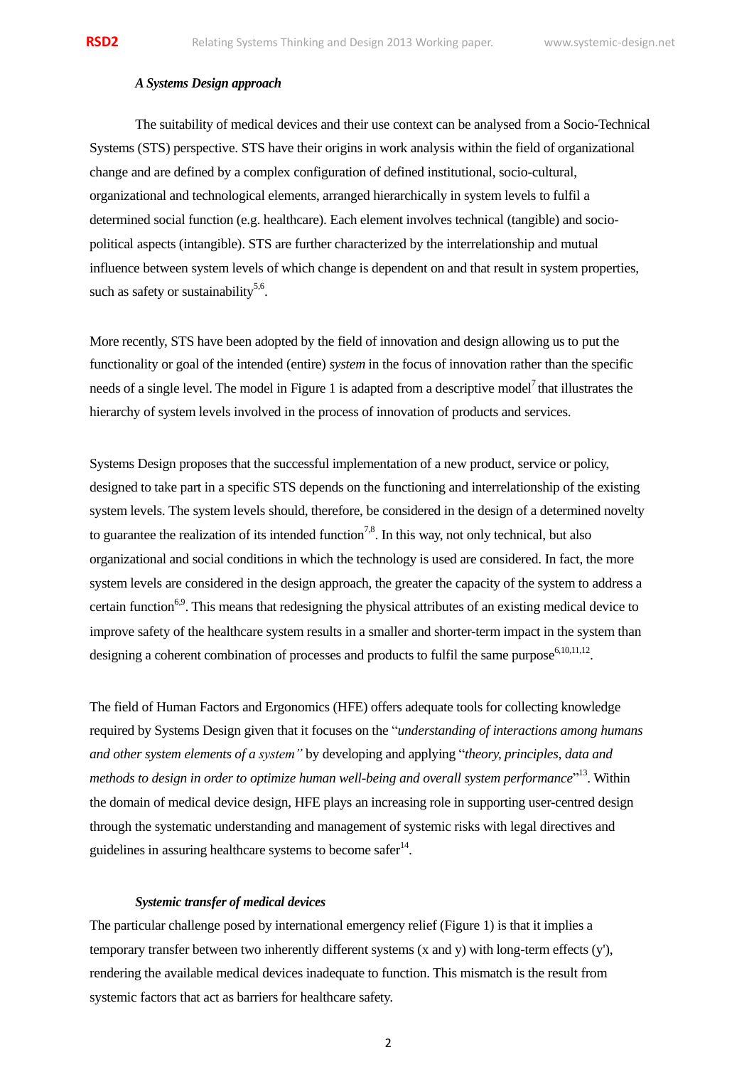### *A Systems Design approach*

The suitability of medical devices and their use context can be analysed from a Socio-Technical Systems (STS) perspective. STS have their origins in work analysis within the field of organizational change and are defined by a complex configuration of defined institutional, socio-cultural, organizational and technological elements, arranged hierarchically in system levels to fulfil a determined social function (e.g. healthcare). Each element involves technical (tangible) and socio-political aspects (intangible). STS are further characterized by the interrelationship and mutual influence between system levels of which change is dependent on and that result in system properties, such as safety or sustainability[5,6].

More recently, STS have been adopted by the field of innovation and design allowing us to put the functionality or goal of the intended (entire) *system* in the focus of innovation rather than the specific needs of a single level. The model in Figure 1 is adapted from a descriptive model[7] that illustrates the hierarchy of system levels involved in the process of innovation of products and services.

Systems Design proposes that the successful implementation of a new product, service or policy, designed to take part in a specific STS depends on the functioning and interrelationship of the existing system levels. The system levels should, therefore, be considered in the design of a determined novelty to guarantee the realization of its intended function[7,8]. In this way, not only technical, but also organizational and social conditions in which the technology is used are considered. In fact, the more system levels are considered in the design approach, the greater the capacity of the system to address a certain function[6,9]. This means that redesigning the physical attributes of an existing medical device to improve safety of the healthcare system results in a smaller and shorter-term impact in the system than designing a coherent combination of processes and products to fulfil the same purpose[6,10,11,12].

The field of Human Factors and Ergonomics (HFE) offers adequate tools for collecting knowledge required by Systems Design given that it focuses on the "*understanding of interactions among humans and other system elements of a system"* by developing and applying "*theory, principles, data and methods to design in order to optimize human well-being and overall system performance*"[13]. Within the domain of medical device design, HFE plays an increasing role in supporting user-centred design through the systematic understanding and management of systemic risks with legal directives and guidelines in assuring healthcare systems to become safer[14].

### *Systemic transfer of medical devices*

The particular challenge posed by international emergency relief (Figure 1) is that it implies a temporary transfer between two inherently different systems (x and y) with long-term effects (y'), rendering the available medical devices inadequate to function. This mismatch is the result from systemic factors that act as barriers for healthcare safety.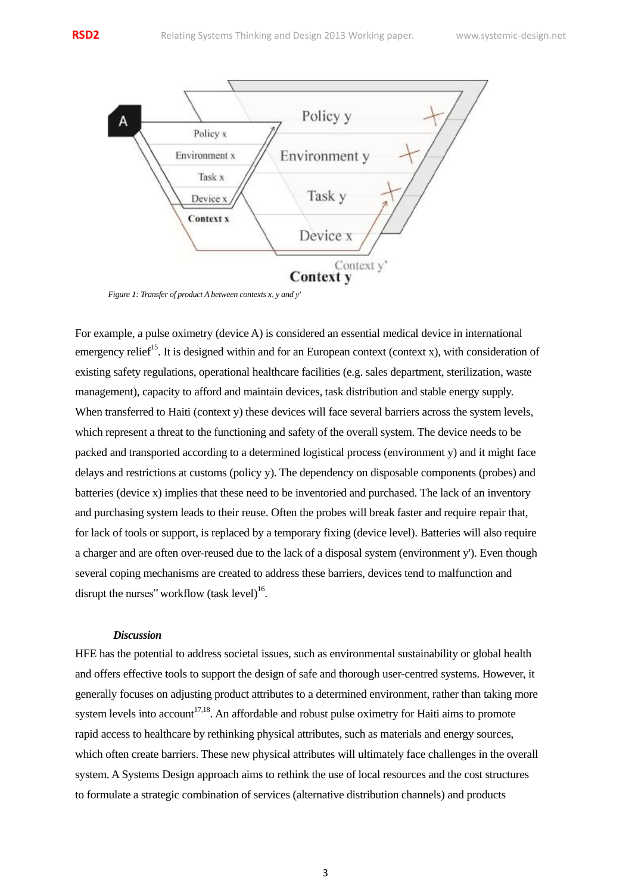*Figure 1: Transfer of product A between contexts x, y and y'*

For example, a pulse oximetry (device A) is considered an essential medical device in international emergency relief[15]. It is designed within and for an European context (context x), with consideration of existing safety regulations, operational healthcare facilities (e.g. sales department, sterilization, waste management), capacity to afford and maintain devices, task distribution and stable energy supply. When transferred to Haiti (context y) these devices will face several barriers across the system levels, which represent a threat to the functioning and safety of the overall system. The device needs to be packed and transported according to a determined logistical process (environment y) and it might face delays and restrictions at customs (policy y). The dependency on disposable components (probes) and batteries (device x) implies that these need to be inventoried and purchased. The lack of an inventory and purchasing system leads to their reuse. Often the probes will break faster and require repair that, for lack of tools or support, is replaced by a temporary fixing (device level). Batteries will also require a charger and are often over-reused due to the lack of a disposal system (environment y'). Even though several coping mechanisms are created to address these barriers, devices tend to malfunction and disrupt the nurses" workflow (task level)[16].

### *Discussion*

HFE has the potential to address societal issues, such as environmental sustainability or global health and offers effective tools to support the design of safe and thorough user-centred systems. However, it generally focuses on adjusting product attributes to a determined environment, rather than taking more system levels into account[17,18]. An affordable and robust pulse oximetry for Haiti aims to promote rapid access to healthcare by rethinking physical attributes, such as materials and energy sources, which often create barriers. These new physical attributes will ultimately face challenges in the overall system. A Systems Design approach aims to rethink the use of local resources and the cost structures to formulate a strategic combination of services (alternative distribution channels) and products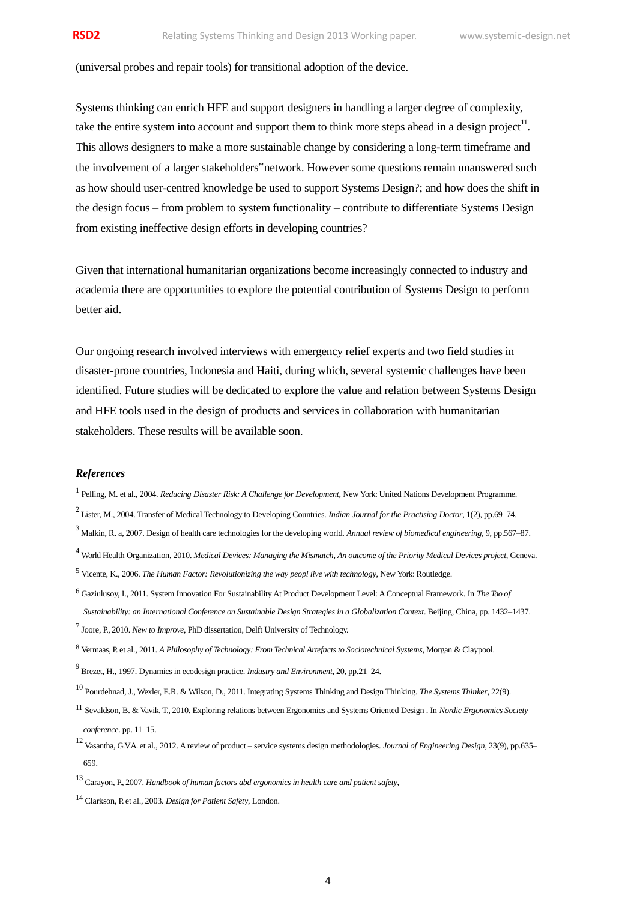(universal probes and repair tools) for transitional adoption of the device.

Systems thinking can enrich HFE and support designers in handling a larger degree of complexity, take the entire system into account and support them to think more steps ahead in a design project[11]. This allows designers to make a more sustainable change by considering a long-term timeframe and the involvement of a larger stakeholders‟network. However some questions remain unanswered such as how should user-centred knowledge be used to support Systems Design?; and how does the shift in the design focus – from problem to system functionality – contribute to differentiate Systems Design from existing ineffective design efforts in developing countries?

Given that international humanitarian organizations become increasingly connected to industry and academia there are opportunities to explore the potential contribution of Systems Design to perform better aid.

Our ongoing research involved interviews with emergency relief experts and two field studies in disaster-prone countries, Indonesia and Haiti, during which, several systemic challenges have been identified. Future studies will be dedicated to explore the value and relation between Systems Design and HFE tools used in the design of products and services in collaboration with humanitarian stakeholders. These results will be available soon.

### *References*

[1] Pelling, M. et al., 2004. *Reducing Disaster Risk: A Challenge for Development*, New York: United Nations Development Programme.

[2] Lister, M., 2004. Transfer of Medical Technology to Developing Countries. *Indian Journal for the Practising Doctor*, 1(2), pp.69–74.

[3] Malkin, R. a, 2007. Design of health care technologies for the developing world. *Annual review of biomedical engineering*, 9, pp.567–87.

[4] World Health Organization, 2010. *Medical Devices: Managing the Mismatch, An outcome of the Priority Medical Devices project*, Geneva.

[5] Vicente, K., 2006. *The Human Factor: Revolutionizing the way peopl live with technology*, New York: Routledge.

[6] Gaziulusoy, I., 2011. System Innovation For Sustainability At Product Development Level: A Conceptual Framework. In *The Tao of Sustainability: an International Conference on Sustainable Design Strategies in a Globalization Context*. Beijing, China, pp. 1432–1437.

[7] Joore, P., 2010. *New to Improve*, PhD dissertation, Delft University of Technology.

[8] Vermaas, P. et al., 2011. *A Philosophy of Technology: From Technical Artefacts to Sociotechnical Systems*, Morgan & Claypool.

[9] Brezet, H., 1997. Dynamics in ecodesign practice. *Industry and Environment*, 20, pp.21–24.

[10] Pourdehnad, J., Wexler, E.R. & Wilson, D., 2011. Integrating Systems Thinking and Design Thinking. *The Systems Thinker*, 22(9).

[11] Sevaldson, B. & Vavik, T., 2010. Exploring relations between Ergonomics and Systems Oriented Design . In *Nordic Ergonomics Society conference*. pp. 11–15.

[12] Vasantha, G.V.A. et al., 2012. A review of product – service systems design methodologies. *Journal of Engineering Design*, 23(9), pp.635–659.

[13] Carayon, P., 2007. *Handbook of human factors abd ergonomics in health care and patient safety*,

[14] Clarkson, P. et al., 2003. *Design for Patient Safety*, London.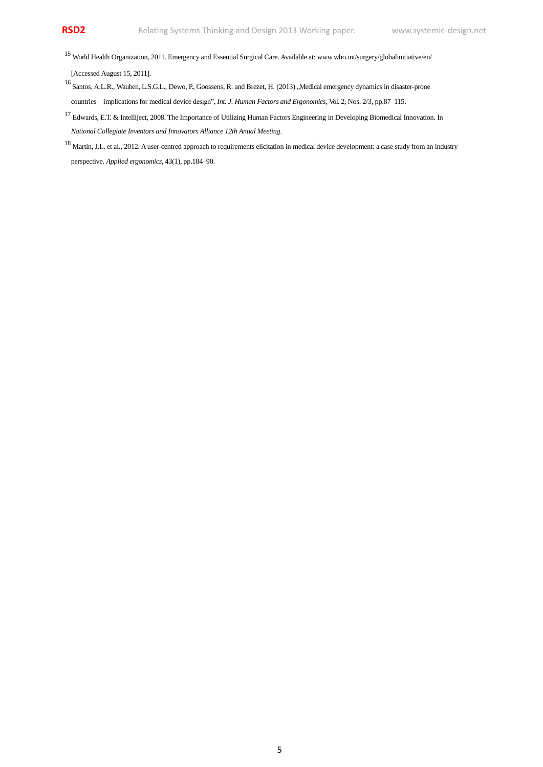[15] World Health Organization, 2011. Emergency and Essential Surgical Care. Available at: www.who.int/surgery/globalinitiative/en/ [Accessed August 15, 2011].

[16] Santos, A.L.R., Wauben, L.S.G.L., Dewo, P., Goossens, R. and Brezet, H. (2013) „Medical emergency dynamics in disaster-prone countries – implications for medical device design", *Int. J. Human Factors and Ergonomics*, Vol. 2, Nos. 2/3, pp.87–115.

[17] Edwards, E.T. & Intelliject, 2008. The Importance of Utilizing Human Factors Engineering in Developing Biomedical Innovation. In *National Collegiate Inventors and Innovators Alliance 12th Anual Meeting*.

[18] Martin, J.L. et al., 2012. A user-centred approach to requirements elicitation in medical device development: a case study from an industry perspective. *Applied ergonomics*, 43(1), pp.184–90.